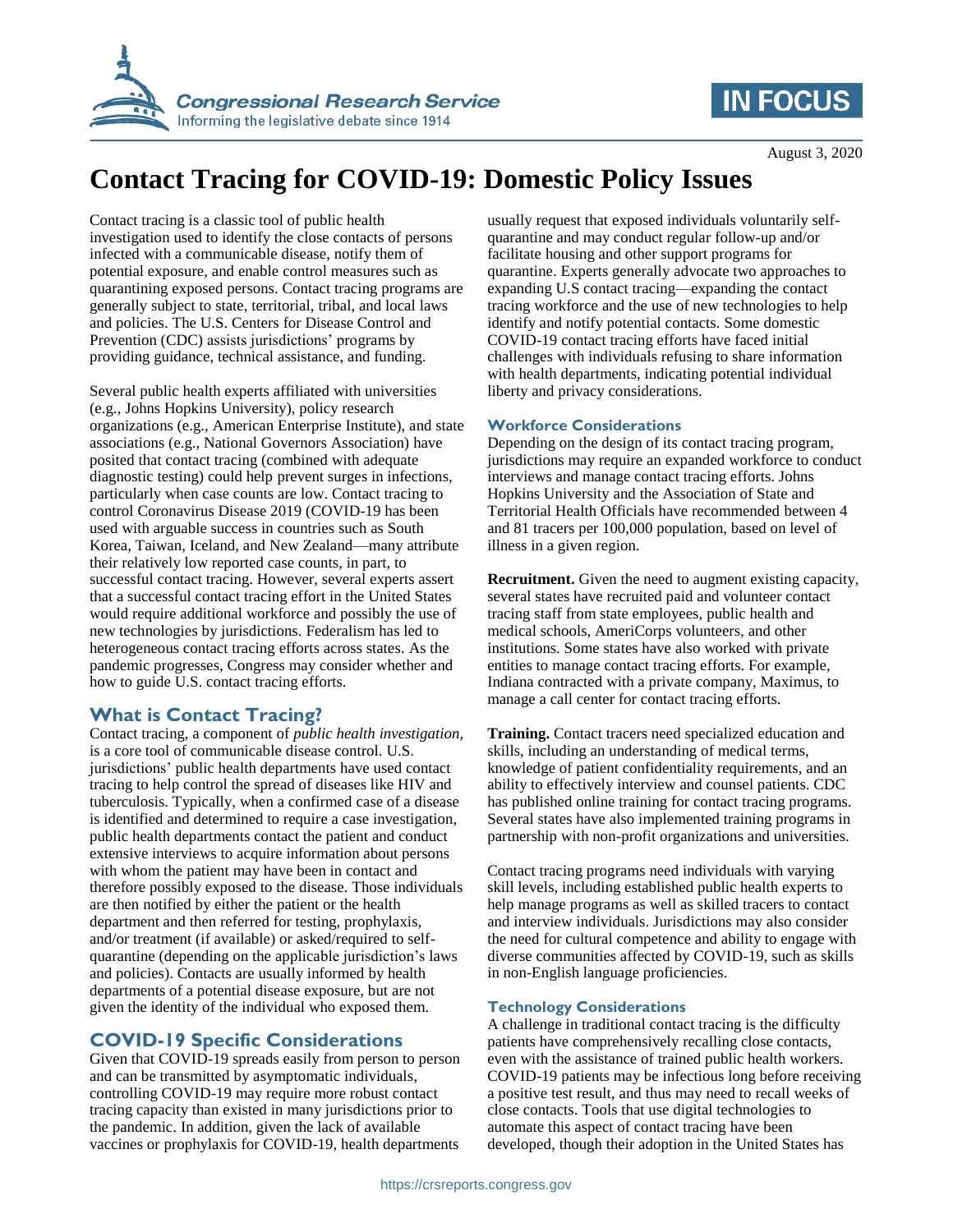# Contact Tracing for COVID-19: Domestic Policy Issues

August 3, 2020

Contact tracing is a classic tool of public health investigation used to identify the close contacts of persons infected with a communicable disease, notify them of potential exposure, and enable control measures such as quarantining exposed persons. Contact tracing programs are generally subject to state, territorial, tribal, and local laws and policies. The U.S. Centers for Disease Control and Prevention (CDC) assists jurisdictions' programs by providing guidance, technical assistance, and funding.

Several public health experts affiliated with universities (e.g., Johns Hopkins University), policy research organizations (e.g., American Enterprise Institute), and state associations (e.g., National Governors Association) have posited that contact tracing (combined with adequate diagnostic testing) could help prevent surges in infections, particularly when case counts are low. Contact tracing to control Coronavirus Disease 2019 (COVID-19 has been used with arguable success in countries such as South Korea, Taiwan, Iceland, and New Zealand—many attribute their relatively low reported case counts, in part, to successful contact tracing. However, several experts assert that a successful contact tracing effort in the United States would require additional workforce and possibly the use of new technologies by jurisdictions. Federalism has led to heterogeneous contact tracing efforts across states. As the pandemic progresses, Congress may consider whether and how to guide U.S. contact tracing efforts.

## What is Contact Tracing?

Contact tracing, a component of *public health investigation,* is a core tool of communicable disease control. U.S. jurisdictions' public health departments have used contact tracing to help control the spread of diseases like HIV and tuberculosis. Typically, when a confirmed case of a disease is identified and determined to require a case investigation, public health departments contact the patient and conduct extensive interviews to acquire information about persons with whom the patient may have been in contact and therefore possibly exposed to the disease. Those individuals are then notified by either the patient or the health department and then referred for testing, prophylaxis, and/or treatment (if available) or asked/required to self-quarantine (depending on the applicable jurisdiction's laws and policies). Contacts are usually informed by health departments of a potential disease exposure, but are not given the identity of the individual who exposed them.

## COVID-19 Specific Considerations

Given that COVID-19 spreads easily from person to person and can be transmitted by asymptomatic individuals, controlling COVID-19 may require more robust contact tracing capacity than existed in many jurisdictions prior to the pandemic. In addition, given the lack of available vaccines or prophylaxis for COVID-19, health departments usually request that exposed individuals voluntarily self-quarantine and may conduct regular follow-up and/or facilitate housing and other support programs for quarantine. Experts generally advocate two approaches to expanding U.S contact tracing—expanding the contact tracing workforce and the use of new technologies to help identify and notify potential contacts. Some domestic COVID-19 contact tracing efforts have faced initial challenges with individuals refusing to share information with health departments, indicating potential individual liberty and privacy considerations.

### Workforce Considerations

Depending on the design of its contact tracing program, jurisdictions may require an expanded workforce to conduct interviews and manage contact tracing efforts. Johns Hopkins University and the Association of State and Territorial Health Officials have recommended between 4 and 81 tracers per 100,000 population, based on level of illness in a given region.

**Recruitment.** Given the need to augment existing capacity, several states have recruited paid and volunteer contact tracing staff from state employees, public health and medical schools, AmeriCorps volunteers, and other institutions. Some states have also worked with private entities to manage contact tracing efforts. For example, Indiana contracted with a private company, Maximus, to manage a call center for contact tracing efforts.

**Training.** Contact tracers need specialized education and skills, including an understanding of medical terms, knowledge of patient confidentiality requirements, and an ability to effectively interview and counsel patients. CDC has published online training for contact tracing programs. Several states have also implemented training programs in partnership with non-profit organizations and universities.

Contact tracing programs need individuals with varying skill levels, including established public health experts to help manage programs as well as skilled tracers to contact and interview individuals. Jurisdictions may also consider the need for cultural competence and ability to engage with diverse communities affected by COVID-19, such as skills in non-English language proficiencies.

### Technology Considerations

A challenge in traditional contact tracing is the difficulty patients have comprehensively recalling close contacts, even with the assistance of trained public health workers. COVID-19 patients may be infectious long before receiving a positive test result, and thus may need to recall weeks of close contacts. Tools that use digital technologies to automate this aspect of contact tracing have been developed, though their adoption in the United States has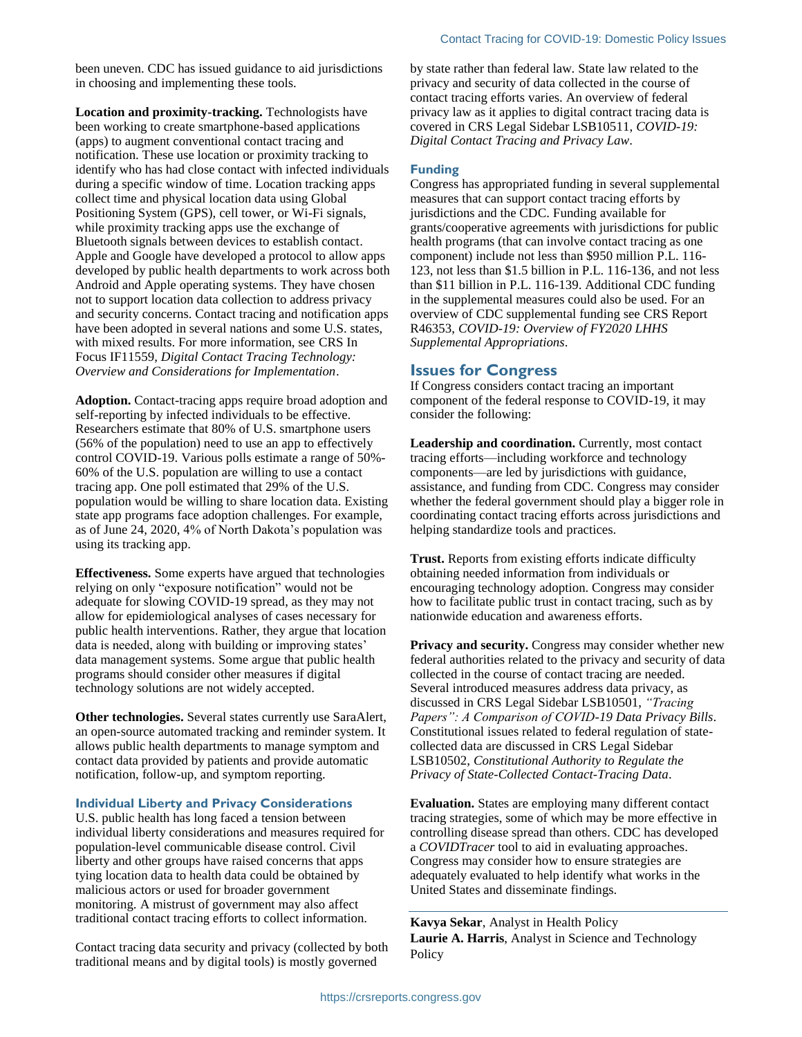been uneven. CDC has issued guidance to aid jurisdictions in choosing and implementing these tools.

**Location and proximity-tracking.** Technologists have been working to create smartphone-based applications (apps) to augment conventional contact tracing and notification. These use location or proximity tracking to identify who has had close contact with infected individuals during a specific window of time. Location tracking apps collect time and physical location data using Global Positioning System (GPS), cell tower, or Wi-Fi signals, while proximity tracking apps use the exchange of Bluetooth signals between devices to establish contact. Apple and Google have developed a protocol to allow apps developed by public health departments to work across both Android and Apple operating systems. They have chosen not to support location data collection to address privacy and security concerns. Contact tracing and notification apps have been adopted in several nations and some U.S. states, with mixed results. For more information, see CRS In Focus IF11559, *Digital Contact Tracing Technology: Overview and Considerations for Implementation*.

**Adoption.** Contact-tracing apps require broad adoption and self-reporting by infected individuals to be effective. Researchers estimate that 80% of U.S. smartphone users (56% of the population) need to use an app to effectively control COVID-19. Various polls estimate a range of 50%-60% of the U.S. population are willing to use a contact tracing app. One poll estimated that 29% of the U.S. population would be willing to share location data. Existing state app programs face adoption challenges. For example, as of June 24, 2020, 4% of North Dakota's population was using its tracking app.

**Effectiveness.** Some experts have argued that technologies relying on only "exposure notification" would not be adequate for slowing COVID-19 spread, as they may not allow for epidemiological analyses of cases necessary for public health interventions. Rather, they argue that location data is needed, along with building or improving states' data management systems. Some argue that public health programs should consider other measures if digital technology solutions are not widely accepted.

**Other technologies.** Several states currently use SaraAlert, an open-source automated tracking and reminder system. It allows public health departments to manage symptom and contact data provided by patients and provide automatic notification, follow-up, and symptom reporting.

### Individual Liberty and Privacy Considerations

U.S. public health has long faced a tension between individual liberty considerations and measures required for population-level communicable disease control. Civil liberty and other groups have raised concerns that apps tying location data to health data could be obtained by malicious actors or used for broader government monitoring. A mistrust of government may also affect traditional contact tracing efforts to collect information.

Contact tracing data security and privacy (collected by both traditional means and by digital tools) is mostly governed by state rather than federal law. State law related to the privacy and security of data collected in the course of contact tracing efforts varies. An overview of federal privacy law as it applies to digital contract tracing data is covered in CRS Legal Sidebar LSB10511, *COVID-19: Digital Contact Tracing and Privacy Law*.

### Funding

Congress has appropriated funding in several supplemental measures that can support contact tracing efforts by jurisdictions and the CDC. Funding available for grants/cooperative agreements with jurisdictions for public health programs (that can involve contact tracing as one component) include not less than $950 million P.L. 116-123, not less than $1.5 billion in P.L. 116-136, and not less than $11 billion in P.L. 116-139. Additional CDC funding in the supplemental measures could also be used. For an overview of CDC supplemental funding see CRS Report R46353, *COVID-19: Overview of FY2020 LHHS Supplemental Appropriations*.

## Issues for Congress

If Congress considers contact tracing an important component of the federal response to COVID-19, it may consider the following:

**Leadership and coordination.** Currently, most contact tracing efforts—including workforce and technology components—are led by jurisdictions with guidance, assistance, and funding from CDC. Congress may consider whether the federal government should play a bigger role in coordinating contact tracing efforts across jurisdictions and helping standardize tools and practices.

**Trust.** Reports from existing efforts indicate difficulty obtaining needed information from individuals or encouraging technology adoption. Congress may consider how to facilitate public trust in contact tracing, such as by nationwide education and awareness efforts.

**Privacy and security.** Congress may consider whether new federal authorities related to the privacy and security of data collected in the course of contact tracing are needed. Several introduced measures address data privacy, as discussed in CRS Legal Sidebar LSB10501, *"Tracing Papers": A Comparison of COVID-19 Data Privacy Bills*. Constitutional issues related to federal regulation of state-collected data are discussed in CRS Legal Sidebar LSB10502, *Constitutional Authority to Regulate the Privacy of State-Collected Contact-Tracing Data*.

**Evaluation.** States are employing many different contact tracing strategies, some of which may be more effective in controlling disease spread than others. CDC has developed a *COVIDTracer* tool to aid in evaluating approaches. Congress may consider how to ensure strategies are adequately evaluated to help identify what works in the United States and disseminate findings.

---

**Kavya Sekar**, Analyst in Health Policy
**Laurie A. Harris**, Analyst in Science and Technology Policy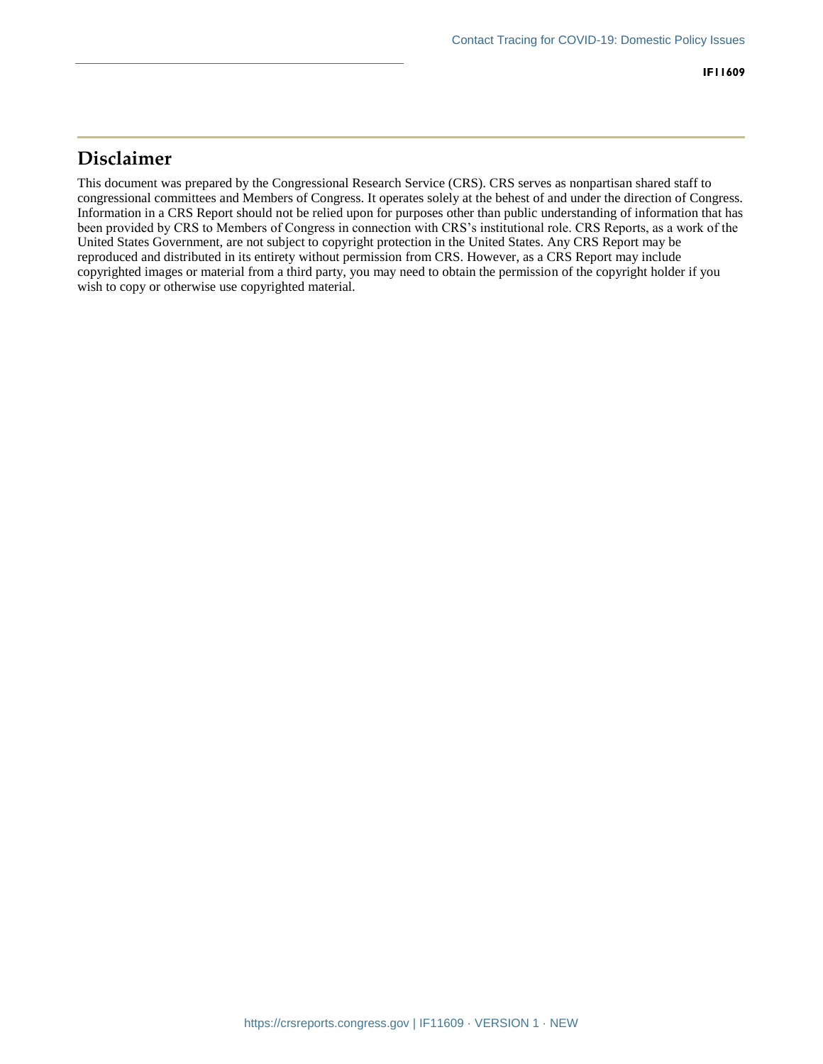## Disclaimer

This document was prepared by the Congressional Research Service (CRS). CRS serves as nonpartisan shared staff to congressional committees and Members of Congress. It operates solely at the behest of and under the direction of Congress. Information in a CRS Report should not be relied upon for purposes other than public understanding of information that has been provided by CRS to Members of Congress in connection with CRS's institutional role. CRS Reports, as a work of the United States Government, are not subject to copyright protection in the United States. Any CRS Report may be reproduced and distributed in its entirety without permission from CRS. However, as a CRS Report may include copyrighted images or material from a third party, you may need to obtain the permission of the copyright holder if you wish to copy or otherwise use copyrighted material.